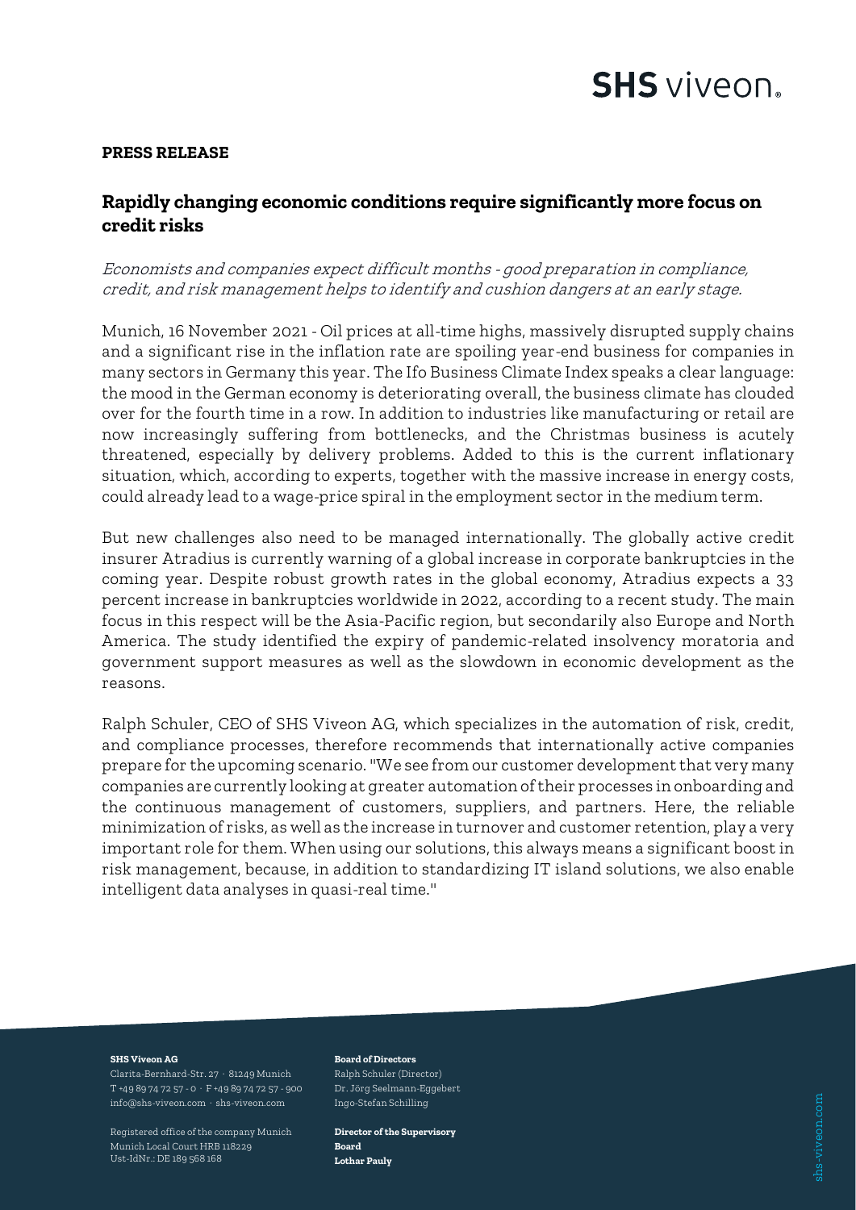**PRESS RELEASE**

## Rapidly changing economic conditions require significantly more focus on credit risks

*Economists and companies expect difficult months - good preparation in compliance, credit, and risk management helps to identify and cushion dangers at an early stage.*

Munich, 16 November 2021 - Oil prices at all-time highs, massively disrupted supply chains and a significant rise in the inflation rate are spoiling year-end business for companies in many sectors in Germany this year. The Ifo Business Climate Index speaks a clear language: the mood in the German economy is deteriorating overall, the business climate has clouded over for the fourth time in a row. In addition to industries like manufacturing or retail are now increasingly suffering from bottlenecks, and the Christmas business is acutely threatened, especially by delivery problems. Added to this is the current inflationary situation, which, according to experts, together with the massive increase in energy costs, could already lead to a wage-price spiral in the employment sector in the medium term.

But new challenges also need to be managed internationally. The globally active credit insurer Atradius is currently warning of a global increase in corporate bankruptcies in the coming year. Despite robust growth rates in the global economy, Atradius expects a 33 percent increase in bankruptcies worldwide in 2022, according to a recent study. The main focus in this respect will be the Asia-Pacific region, but secondarily also Europe and North America. The study identified the expiry of pandemic-related insolvency moratoria and government support measures as well as the slowdown in economic development as the reasons.

Ralph Schuler, CEO of SHS Viveon AG, which specializes in the automation of risk, credit, and compliance processes, therefore recommends that internationally active companies prepare for the upcoming scenario. "We see from our customer development that very many companies are currently looking at greater automation of their processes in onboarding and the continuous management of customers, suppliers, and partners. Here, the reliable minimization of risks, as well as the increase in turnover and customer retention, play a very important role for them. When using our solutions, this always means a significant boost in risk management, because, in addition to standardizing IT island solutions, we also enable intelligent data analyses in quasi-real time."

**SHS Viveon AG**
Clarita-Bernhard-Str. 27 · 81249 Munich
T +49 89 74 72 57 - 0 · F +49 89 74 72 57 - 900
info@shs-viveon.com · shs-viveon.com

Registered office of the company Munich
Munich Local Court HRB 118229
Ust-IdNr.: DE 189 568 168

**Board of Directors**
Ralph Schuler (Director)
Dr. Jörg Seelmann-Eggebert
Ingo-Stefan Schilling

**Director of the Supervisory Board**
**Lothar Pauly**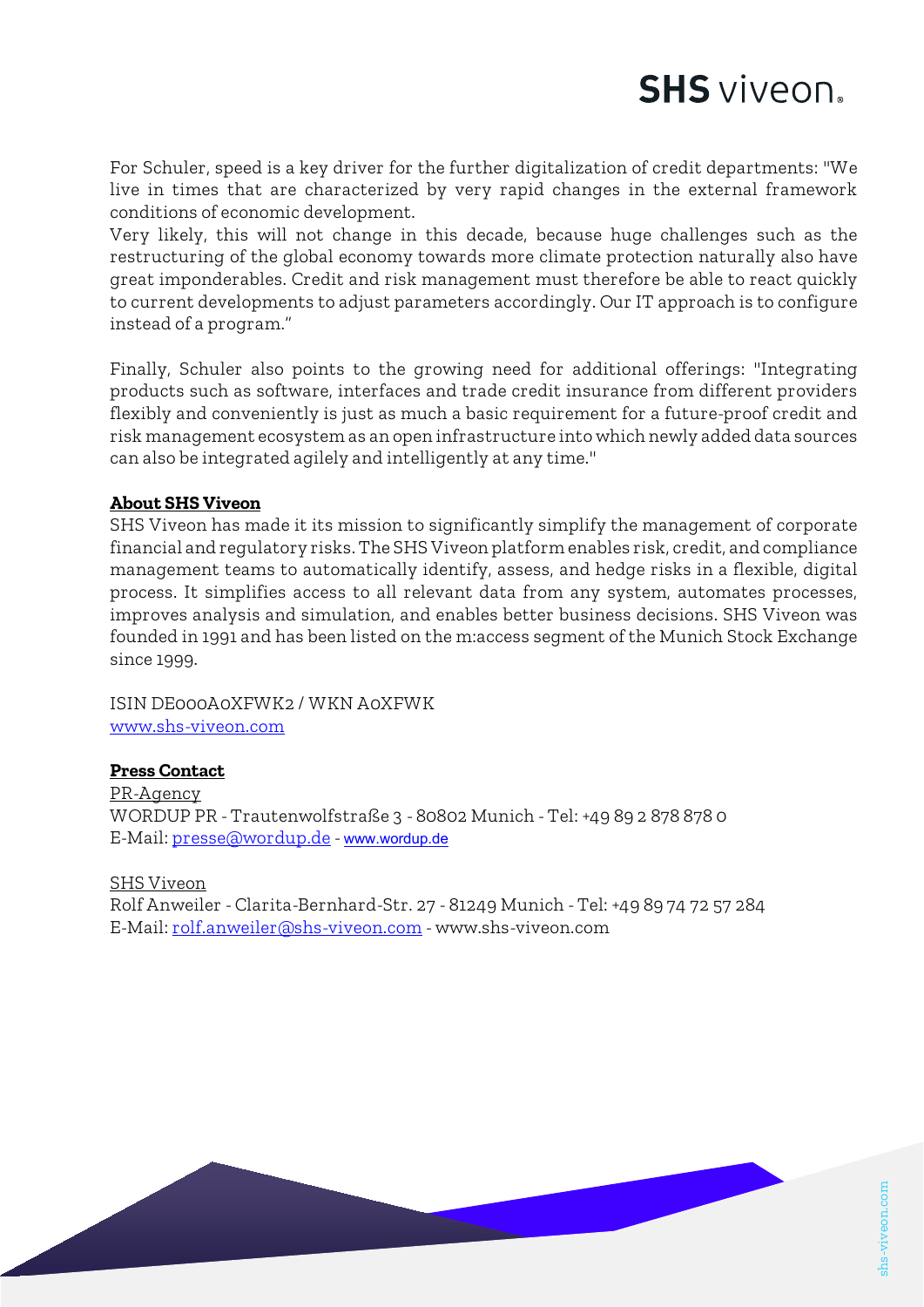For Schuler, speed is a key driver for the further digitalization of credit departments: "We live in times that are characterized by very rapid changes in the external framework conditions of economic development.
Very likely, this will not change in this decade, because huge challenges such as the restructuring of the global economy towards more climate protection naturally also have great imponderables. Credit and risk management must therefore be able to react quickly to current developments to adjust parameters accordingly. Our IT approach is to configure instead of a program."

Finally, Schuler also points to the growing need for additional offerings: "Integrating products such as software, interfaces and trade credit insurance from different providers flexibly and conveniently is just as much a basic requirement for a future-proof credit and risk management ecosystem as an open infrastructure into which newly added data sources can also be integrated agilely and intelligently at any time."

**About SHS Viveon**

SHS Viveon has made it its mission to significantly simplify the management of corporate financial and regulatory risks. The SHS Viveon platform enables risk, credit, and compliance management teams to automatically identify, assess, and hedge risks in a flexible, digital process. It simplifies access to all relevant data from any system, automates processes, improves analysis and simulation, and enables better business decisions. SHS Viveon was founded in 1991 and has been listed on the m:access segment of the Munich Stock Exchange since 1999.

ISIN DE000A0XFWK2 / WKN A0XFWK
www.shs-viveon.com

**Press Contact**

PR-Agency
WORDUP PR - Trautenwolfstraße 3 - 80802 Munich - Tel: +49 89 2 878 878 0
E-Mail: presse@wordup.de - www.wordup.de

SHS Viveon
Rolf Anweiler - Clarita-Bernhard-Str. 27 - 81249 Munich - Tel: +49 89 74 72 57 284
E-Mail: rolf.anweiler@shs-viveon.com - www.shs-viveon.com